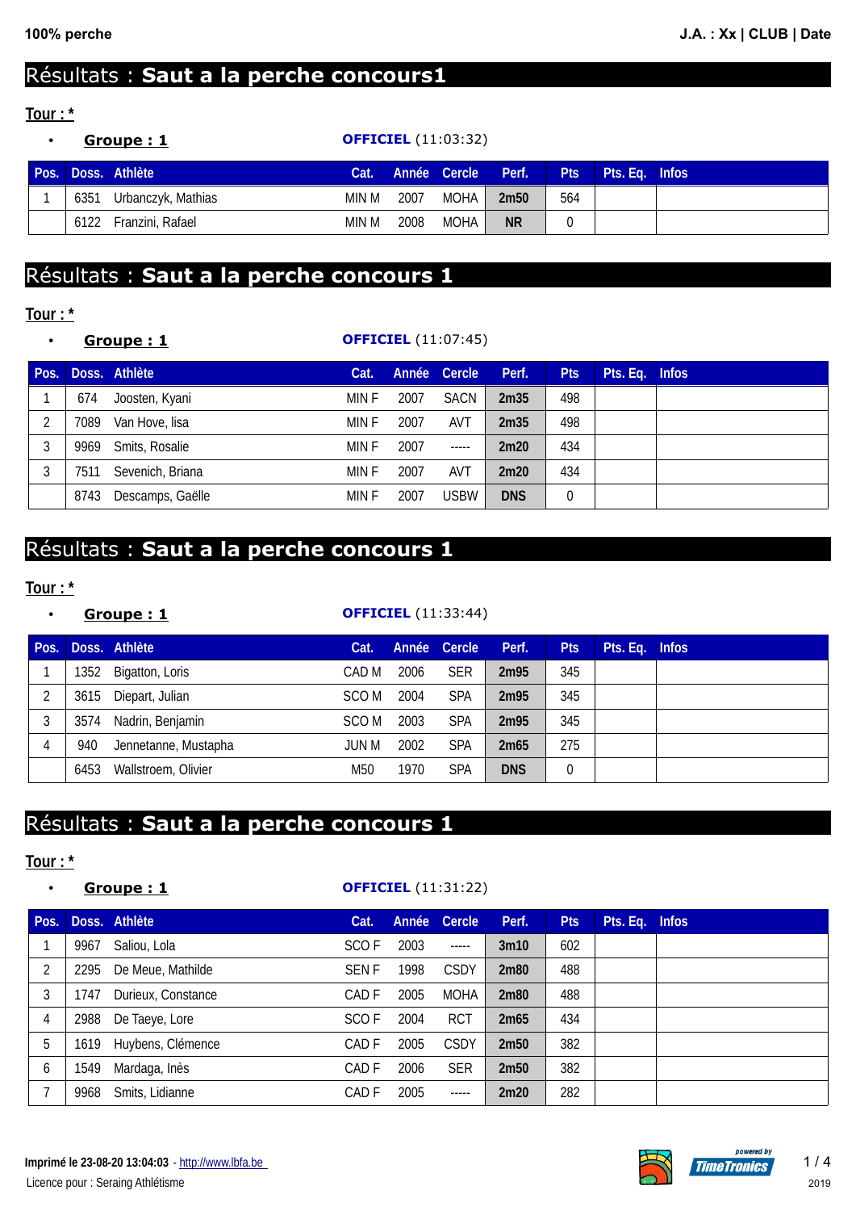# Résultats : Saut a la perche concours1

**Tour : ***

- **Groupe : 1** — **OFFICIEL** (11:03:32)

| Pos. | Doss. | Athlète | Cat. | Année | Cercle | Perf. | Pts | Pts. Eq. | Infos |
|---|---|---|---|---|---|---|---|---|---|
| 1 | 6351 | Urbanczyk, Mathias | MIN M | 2007 | MOHA | **2m50** | 564 | | |
| | 6122 | Franzini, Rafael | MIN M | 2008 | MOHA | **NR** | 0 | | |

# Résultats : Saut a la perche concours 1

**Tour : ***

- **Groupe : 1** — **OFFICIEL** (11:07:45)

| Pos. | Doss. | Athlète | Cat. | Année | Cercle | Perf. | Pts | Pts. Eq. | Infos |
|---|---|---|---|---|---|---|---|---|---|
| 1 | 674 | Joosten, Kyani | MIN F | 2007 | SACN | **2m35** | 498 | | |
| 2 | 7089 | Van Hove, lisa | MIN F | 2007 | AVT | **2m35** | 498 | | |
| 3 | 9969 | Smits, Rosalie | MIN F | 2007 | ----- | **2m20** | 434 | | |
| 3 | 7511 | Sevenich, Briana | MIN F | 2007 | AVT | **2m20** | 434 | | |
| | 8743 | Descamps, Gaëlle | MIN F | 2007 | USBW | **DNS** | 0 | | |

# Résultats : Saut a la perche concours 1

**Tour : ***

- **Groupe : 1** — **OFFICIEL** (11:33:44)

| Pos. | Doss. | Athlète | Cat. | Année | Cercle | Perf. | Pts | Pts. Eq. | Infos |
|---|---|---|---|---|---|---|---|---|---|
| 1 | 1352 | Bigatton, Loris | CAD M | 2006 | SER | **2m95** | 345 | | |
| 2 | 3615 | Diepart, Julian | SCO M | 2004 | SPA | **2m95** | 345 | | |
| 3 | 3574 | Nadrin, Benjamin | SCO M | 2003 | SPA | **2m95** | 345 | | |
| 4 | 940 | Jennetanne, Mustapha | JUN M | 2002 | SPA | **2m65** | 275 | | |
| | 6453 | Wallstroem, Olivier | M50 | 1970 | SPA | **DNS** | 0 | | |

# Résultats : Saut a la perche concours 1

**Tour : ***

- **Groupe : 1** — **OFFICIEL** (11:31:22)

| Pos. | Doss. | Athlète | Cat. | Année | Cercle | Perf. | Pts | Pts. Eq. | Infos |
|---|---|---|---|---|---|---|---|---|---|
| 1 | 9967 | Saliou, Lola | SCO F | 2003 | ----- | **3m10** | 602 | | |
| 2 | 2295 | De Meue, Mathilde | SEN F | 1998 | CSDY | **2m80** | 488 | | |
| 3 | 1747 | Durieux, Constance | CAD F | 2005 | MOHA | **2m80** | 488 | | |
| 4 | 2988 | De Taeye, Lore | SCO F | 2004 | RCT | **2m65** | 434 | | |
| 5 | 1619 | Huybens, Clémence | CAD F | 2005 | CSDY | **2m50** | 382 | | |
| 6 | 1549 | Mardaga, Inès | CAD F | 2006 | SER | **2m50** | 382 | | |
| 7 | 9968 | Smits, Lidianne | CAD F | 2005 | ----- | **2m20** | 282 | | |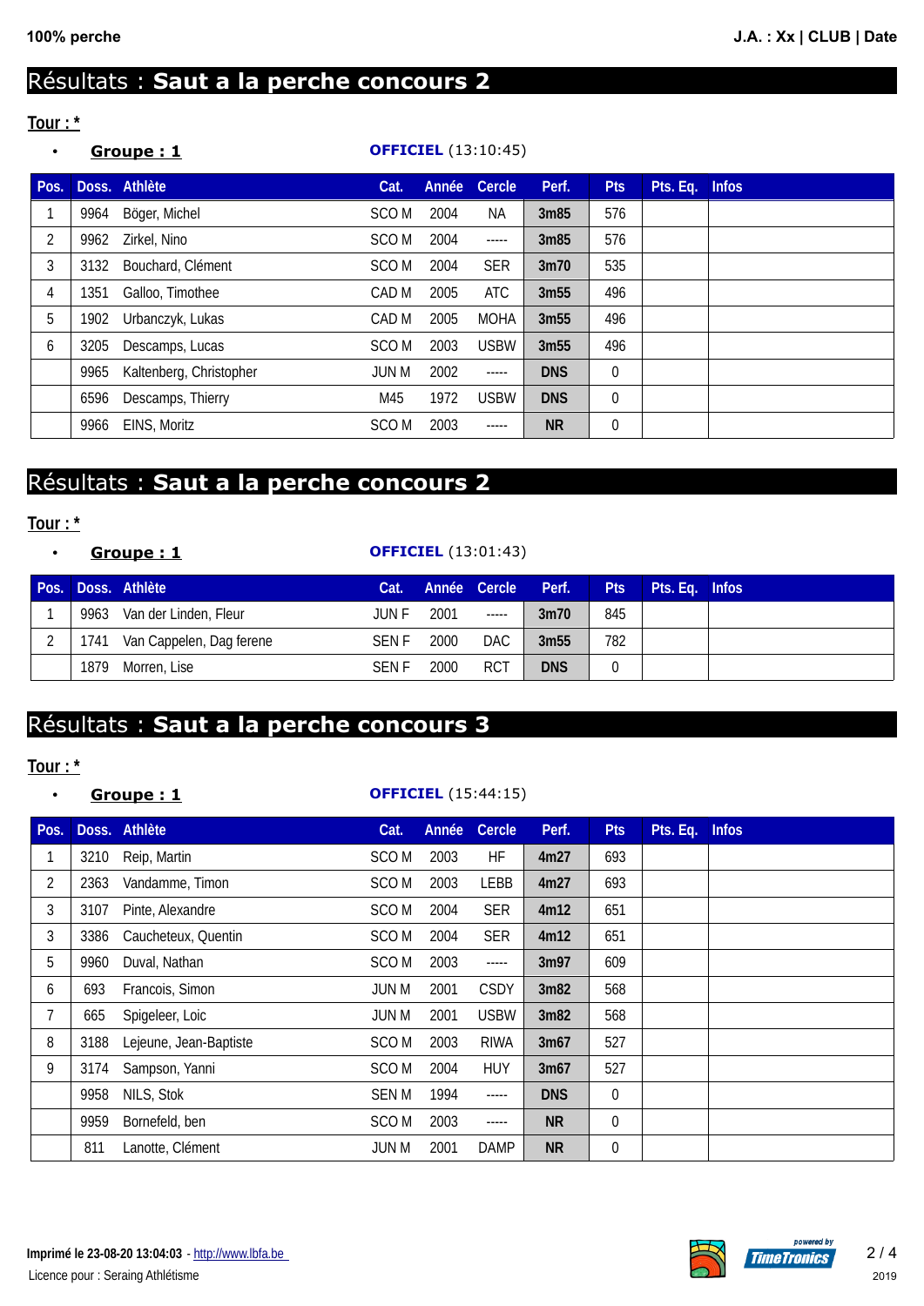# Résultats : **Saut a la perche concours 2**

**Tour : ***

- **Groupe : 1** **OFFICIEL** (13:10:45)

| Pos. | Doss. | Athlète | Cat. | Année | Cercle | Perf. | Pts | Pts. Eq. | Infos |
|---|---|---|---|---|---|---|---|---|---|
| 1 | 9964 | Böger, Michel | SCO M | 2004 | NA | **3m85** | 576 | | |
| 2 | 9962 | Zirkel, Nino | SCO M | 2004 | ----- | **3m85** | 576 | | |
| 3 | 3132 | Bouchard, Clément | SCO M | 2004 | SER | **3m70** | 535 | | |
| 4 | 1351 | Galloo, Timothee | CAD M | 2005 | ATC | **3m55** | 496 | | |
| 5 | 1902 | Urbanczyk, Lukas | CAD M | 2005 | MOHA | **3m55** | 496 | | |
| 6 | 3205 | Descamps, Lucas | SCO M | 2003 | USBW | **3m55** | 496 | | |
| | 9965 | Kaltenberg, Christopher | JUN M | 2002 | ----- | **DNS** | 0 | | |
| | 6596 | Descamps, Thierry | M45 | 1972 | USBW | **DNS** | 0 | | |
| | 9966 | EINS, Moritz | SCO M | 2003 | ----- | **NR** | 0 | | |

# Résultats : **Saut a la perche concours 2**

**Tour : ***

- **Groupe : 1** **OFFICIEL** (13:01:43)

| Pos. | Doss. | Athlète | Cat. | Année | Cercle | Perf. | Pts | Pts. Eq. | Infos |
|---|---|---|---|---|---|---|---|---|---|
| 1 | 9963 | Van der Linden, Fleur | JUN F | 2001 | ----- | **3m70** | 845 | | |
| 2 | 1741 | Van Cappelen, Dag ferene | SEN F | 2000 | DAC | **3m55** | 782 | | |
| | 1879 | Morren, Lise | SEN F | 2000 | RCT | **DNS** | 0 | | |

# Résultats : **Saut a la perche concours 3**

**Tour : ***

- **Groupe : 1** **OFFICIEL** (15:44:15)

| Pos. | Doss. | Athlète | Cat. | Année | Cercle | Perf. | Pts | Pts. Eq. | Infos |
|---|---|---|---|---|---|---|---|---|---|
| 1 | 3210 | Reip, Martin | SCO M | 2003 | HF | **4m27** | 693 | | |
| 2 | 2363 | Vandamme, Timon | SCO M | 2003 | LEBB | **4m27** | 693 | | |
| 3 | 3107 | Pinte, Alexandre | SCO M | 2004 | SER | **4m12** | 651 | | |
| 3 | 3386 | Caucheteux, Quentin | SCO M | 2004 | SER | **4m12** | 651 | | |
| 5 | 9960 | Duval, Nathan | SCO M | 2003 | ----- | **3m97** | 609 | | |
| 6 | 693 | Francois, Simon | JUN M | 2001 | CSDY | **3m82** | 568 | | |
| 7 | 665 | Spigeleer, Loic | JUN M | 2001 | USBW | **3m82** | 568 | | |
| 8 | 3188 | Lejeune, Jean-Baptiste | SCO M | 2003 | RIWA | **3m67** | 527 | | |
| 9 | 3174 | Sampson, Yanni | SCO M | 2004 | HUY | **3m67** | 527 | | |
| | 9958 | NILS, Stok | SEN M | 1994 | ----- | **DNS** | 0 | | |
| | 9959 | Bornefeld, ben | SCO M | 2003 | ----- | **NR** | 0 | | |
| | 811 | Lanotte, Clément | JUN M | 2001 | DAMP | **NR** | 0 | | |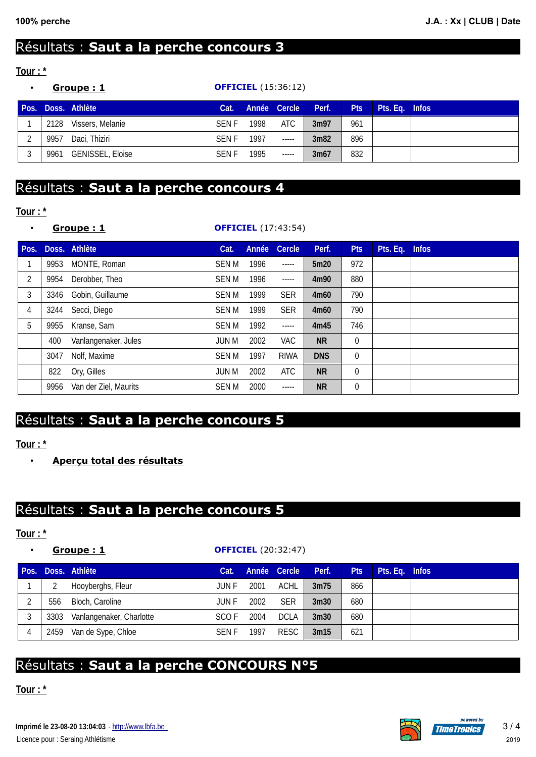# Résultats : Saut a la perche concours 3

**Tour : ***

- **Groupe : 1** — **OFFICIEL** (15:36:12)

| Pos. | Doss. | Athlète | Cat. | Année | Cercle | Perf. | Pts | Pts. Eq. | Infos |
|---|---|---|---|---|---|---|---|---|---|
| 1 | 2128 | Vissers, Melanie | SEN F | 1998 | ATC | 3m97 | 961 | | |
| 2 | 9957 | Daci, Thiziri | SEN F | 1997 | ----- | 3m82 | 896 | | |
| 3 | 9961 | GENISSEL, Eloise | SEN F | 1995 | ----- | 3m67 | 832 | | |

# Résultats : Saut a la perche concours 4

**Tour : ***

- **Groupe : 1** — **OFFICIEL** (17:43:54)

| Pos. | Doss. | Athlète | Cat. | Année | Cercle | Perf. | Pts | Pts. Eq. | Infos |
|---|---|---|---|---|---|---|---|---|---|
| 1 | 9953 | MONTE, Roman | SEN M | 1996 | ----- | 5m20 | 972 | | |
| 2 | 9954 | Derobber, Theo | SEN M | 1996 | ----- | 4m90 | 880 | | |
| 3 | 3346 | Gobin, Guillaume | SEN M | 1999 | SER | 4m60 | 790 | | |
| 4 | 3244 | Secci, Diego | SEN M | 1999 | SER | 4m60 | 790 | | |
| 5 | 9955 | Kranse, Sam | SEN M | 1992 | ----- | 4m45 | 746 | | |
| | 400 | Vanlangenaker, Jules | JUN M | 2002 | VAC | NR | 0 | | |
| | 3047 | Nolf, Maxime | SEN M | 1997 | RIWA | DNS | 0 | | |
| | 822 | Ory, Gilles | JUN M | 2002 | ATC | NR | 0 | | |
| | 9956 | Van der Ziel, Maurits | SEN M | 2000 | ----- | NR | 0 | | |

# Résultats : Saut a la perche concours 5

**Tour : ***

- **Aperçu total des résultats**

# Résultats : Saut a la perche concours 5

**Tour : ***

- **Groupe : 1** — **OFFICIEL** (20:32:47)

| Pos. | Doss. | Athlète | Cat. | Année | Cercle | Perf. | Pts | Pts. Eq. | Infos |
|---|---|---|---|---|---|---|---|---|---|
| 1 | 2 | Hooyberghs, Fleur | JUN F | 2001 | ACHL | 3m75 | 866 | | |
| 2 | 556 | Bloch, Caroline | JUN F | 2002 | SER | 3m30 | 680 | | |
| 3 | 3303 | Vanlangenaker, Charlotte | SCO F | 2004 | DCLA | 3m30 | 680 | | |
| 4 | 2459 | Van de Sype, Chloe | SEN F | 1997 | RESC | 3m15 | 621 | | |

# Résultats : Saut a la perche CONCOURS N°5

**Tour : ***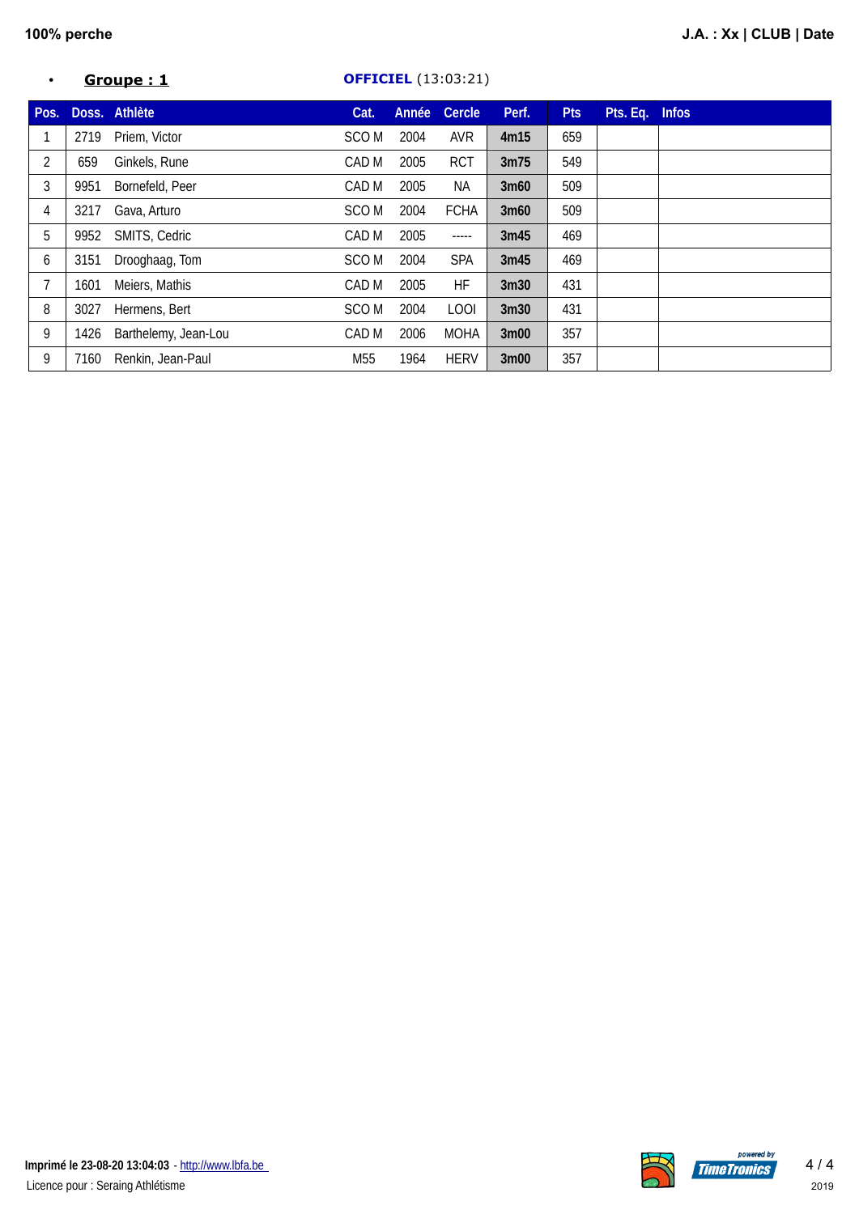- **Groupe : 1**

**OFFICIEL** (13:03:21)

| Pos. | Doss. | Athlète | Cat. | Année | Cercle | Perf. | Pts | Pts. Eq. | Infos |
|---|---|---|---|---|---|---|---|---|---|
| 1 | 2719 | Priem, Victor | SCO M | 2004 | AVR | **4m15** | 659 | | |
| 2 | 659 | Ginkels, Rune | CAD M | 2005 | RCT | **3m75** | 549 | | |
| 3 | 9951 | Bornefeld, Peer | CAD M | 2005 | NA | **3m60** | 509 | | |
| 4 | 3217 | Gava, Arturo | SCO M | 2004 | FCHA | **3m60** | 509 | | |
| 5 | 9952 | SMITS, Cedric | CAD M | 2005 | ----- | **3m45** | 469 | | |
| 6 | 3151 | Drooghaag, Tom | SCO M | 2004 | SPA | **3m45** | 469 | | |
| 7 | 1601 | Meiers, Mathis | CAD M | 2005 | HF | **3m30** | 431 | | |
| 8 | 3027 | Hermens, Bert | SCO M | 2004 | LOOI | **3m30** | 431 | | |
| 9 | 1426 | Barthelemy, Jean-Lou | CAD M | 2006 | MOHA | **3m00** | 357 | | |
| 9 | 7160 | Renkin, Jean-Paul | M55 | 1964 | HERV | **3m00** | 357 | | |

**Imprimé le 23-08-20 13:04:03** - http://www.lbfa.be

Licence pour : Seraing Athlétisme